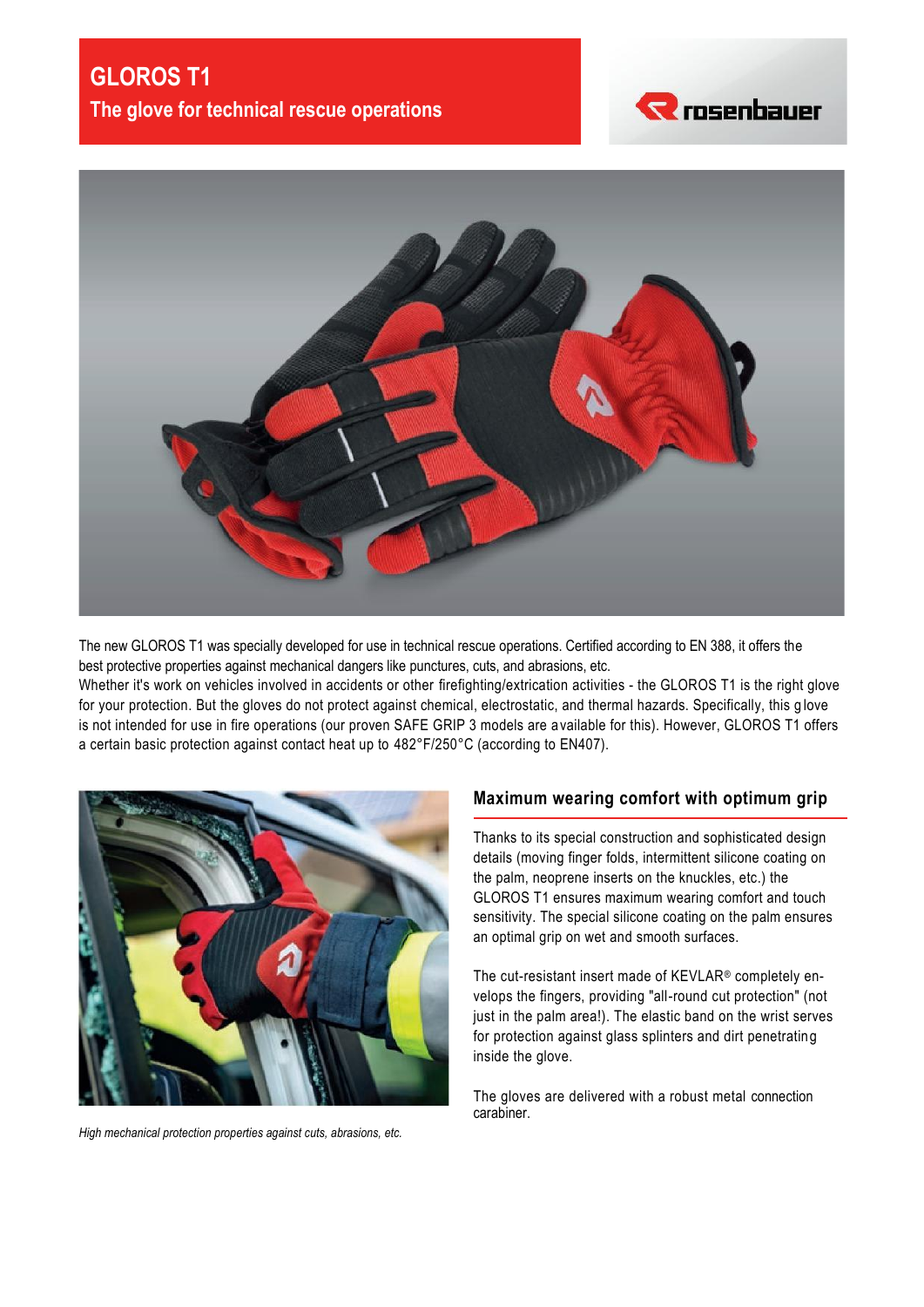# GLOROS T1

## The glove for technical rescue operations

The new GLOROS T1 was specially developed for use in technical rescue operations. Certified according to EN 388, it offers the best protective properties against mechanical dangers like punctures, cuts, and abrasions, etc.
Whether it's work on vehicles involved in accidents or other firefighting/extrication activities - the GLOROS T1 is the right glove for your protection. But the gloves do not protect against chemical, electrostatic, and thermal hazards. Specifically, this glove is not intended for use in fire operations (our proven SAFE GRIP 3 models are available for this). However, GLOROS T1 offers a certain basic protection against contact heat up to 482°F/250°C (according to EN407).

*High mechanical protection properties against cuts, abrasions, etc.*

## Maximum wearing comfort with optimum grip

Thanks to its special construction and sophisticated design details (moving finger folds, intermittent silicone coating on the palm, neoprene inserts on the knuckles, etc.) the GLOROS T1 ensures maximum wearing comfort and touch sensitivity. The special silicone coating on the palm ensures an optimal grip on wet and smooth surfaces.

The cut-resistant insert made of KEVLAR® completely envelops the fingers, providing "all-round cut protection" (not just in the palm area!). The elastic band on the wrist serves for protection against glass splinters and dirt penetrating inside the glove.

The gloves are delivered with a robust metal connection carabiner.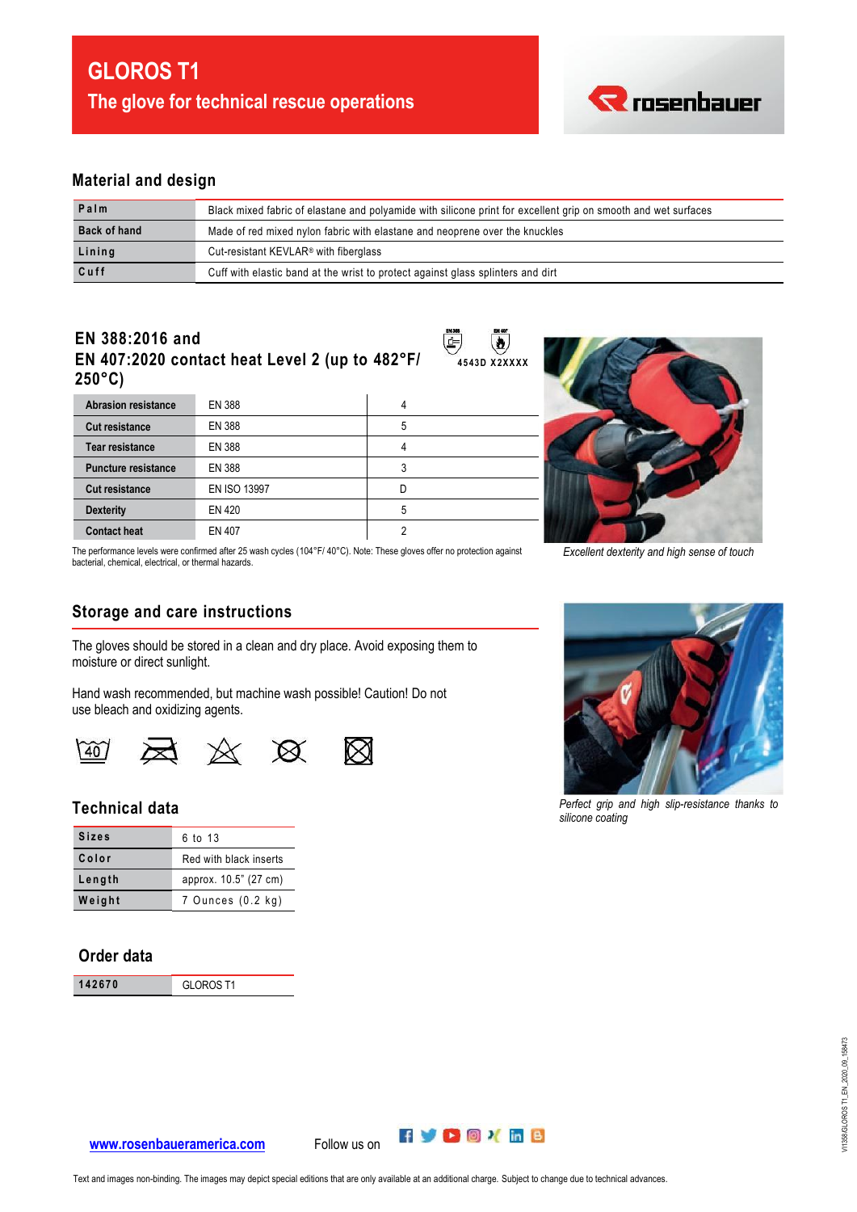# GLOROS T1

## The glove for technical rescue operations

rosenbauer

## Material and design

| | |
|---|---|
| Palm | Black mixed fabric of elastane and polyamide with silicone print for excellent grip on smooth and wet surfaces |
| Back of hand | Made of red mixed nylon fabric with elastane and neoprene over the knuckles |
| Lining | Cut-resistant KEVLAR® with fiberglass |
| Cuff | Cuff with elastic band at the wrist to protect against glass splinters and dirt |

## EN 388:2016 and EN 407:2020 contact heat Level 2 (up to 482°F/ 250°C)

EN 388 EN 407

4543D X2XXXX

| | | |
|---|---|---|
| Abrasion resistance | EN 388 | 4 |
| Cut resistance | EN 388 | 5 |
| Tear resistance | EN 388 | 4 |
| Puncture resistance | EN 388 | 3 |
| Cut resistance | EN ISO 13997 | D |
| Dexterity | EN 420 | 5 |
| Contact heat | EN 407 | 2 |

The performance levels were confirmed after 25 wash cycles (104°F/ 40°C). Note: These gloves offer no protection against bacterial, chemical, electrical, or thermal hazards.

*Excellent dexterity and high sense of touch*

## Storage and care instructions

The gloves should be stored in a clean and dry place. Avoid exposing them to moisture or direct sunlight.

Hand wash recommended, but machine wash possible! Caution! Do not use bleach and oxidizing agents.

40

*Perfect grip and high slip-resistance thanks to silicone coating*

## Technical data

| | |
|---|---|
| Sizes | 6 to 13 |
| Color | Red with black inserts |
| Length | approx. 10.5" (27 cm) |
| Weight | 7 Ounces (0.2 kg) |

## Order data

| | |
|---|---|
| 142670 | GLOROS T1 |

www.rosenbaueramerica.com Follow us on

Text and images non-binding. The images may depict special editions that are only available at an additional charge. Subject to change due to technical advances.

VI1356/GLOROS T1_EN_2020_09_158473